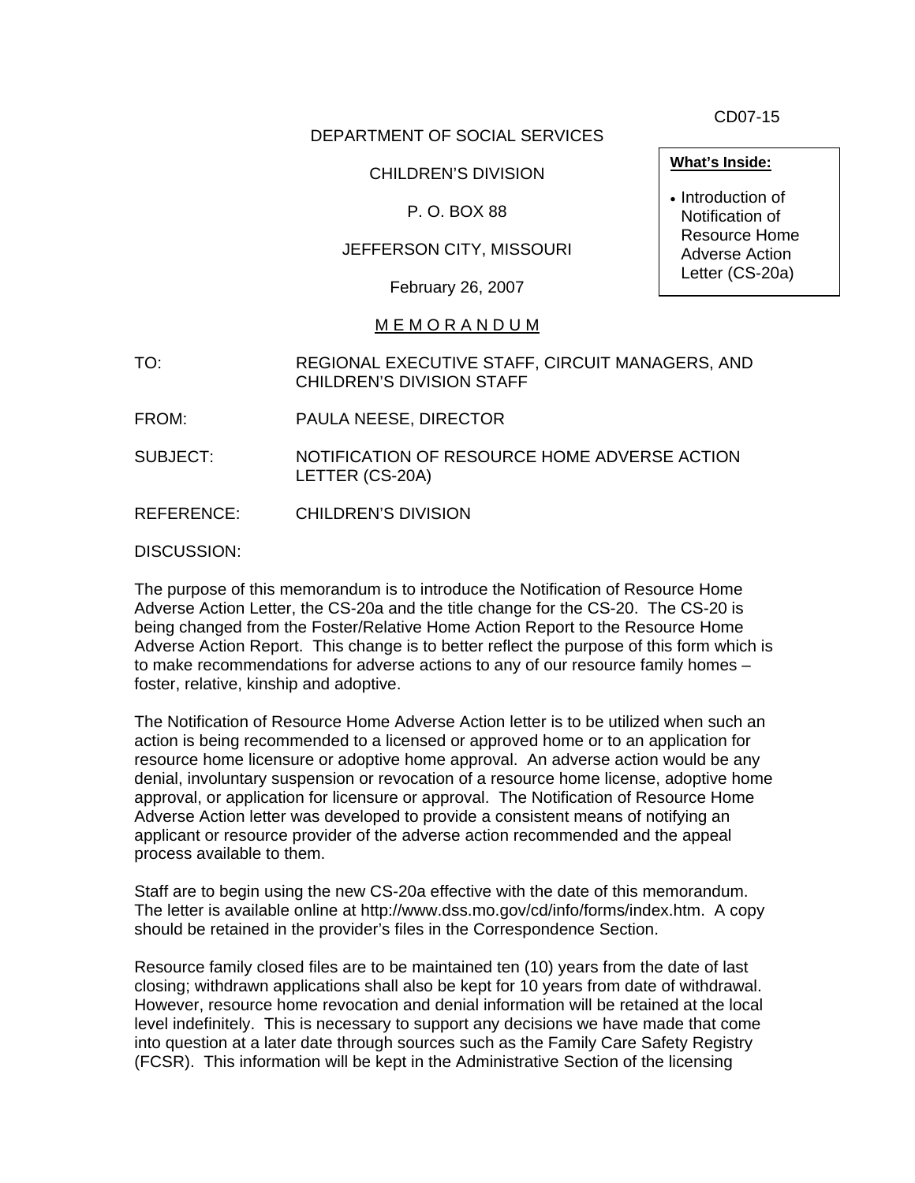CD07-15

DEPARTMENT OF SOCIAL SERVICES

CHILDREN'S DIVISION

P. O. BOX 88

JEFFERSON CITY, MISSOURI

February 26, 2007

**What's Inside:**

- Introduction of Notification of Resource Home Adverse Action Letter (CS-20a)

# M E M O R A N D U M

TO: REGIONAL EXECUTIVE STAFF, CIRCUIT MANAGERS, AND CHILDREN'S DIVISION STAFF

FROM: PAULA NEESE, DIRECTOR

SUBJECT: NOTIFICATION OF RESOURCE HOME ADVERSE ACTION LETTER (CS-20A)

REFERENCE: CHILDREN'S DIVISION

DISCUSSION:

The purpose of this memorandum is to introduce the Notification of Resource Home Adverse Action Letter, the CS-20a and the title change for the CS-20. The CS-20 is being changed from the Foster/Relative Home Action Report to the Resource Home Adverse Action Report. This change is to better reflect the purpose of this form which is to make recommendations for adverse actions to any of our resource family homes – foster, relative, kinship and adoptive.

The Notification of Resource Home Adverse Action letter is to be utilized when such an action is being recommended to a licensed or approved home or to an application for resource home licensure or adoptive home approval. An adverse action would be any denial, involuntary suspension or revocation of a resource home license, adoptive home approval, or application for licensure or approval. The Notification of Resource Home Adverse Action letter was developed to provide a consistent means of notifying an applicant or resource provider of the adverse action recommended and the appeal process available to them.

Staff are to begin using the new CS-20a effective with the date of this memorandum. The letter is available online at http://www.dss.mo.gov/cd/info/forms/index.htm. A copy should be retained in the provider's files in the Correspondence Section.

Resource family closed files are to be maintained ten (10) years from the date of last closing; withdrawn applications shall also be kept for 10 years from date of withdrawal. However, resource home revocation and denial information will be retained at the local level indefinitely. This is necessary to support any decisions we have made that come into question at a later date through sources such as the Family Care Safety Registry (FCSR). This information will be kept in the Administrative Section of the licensing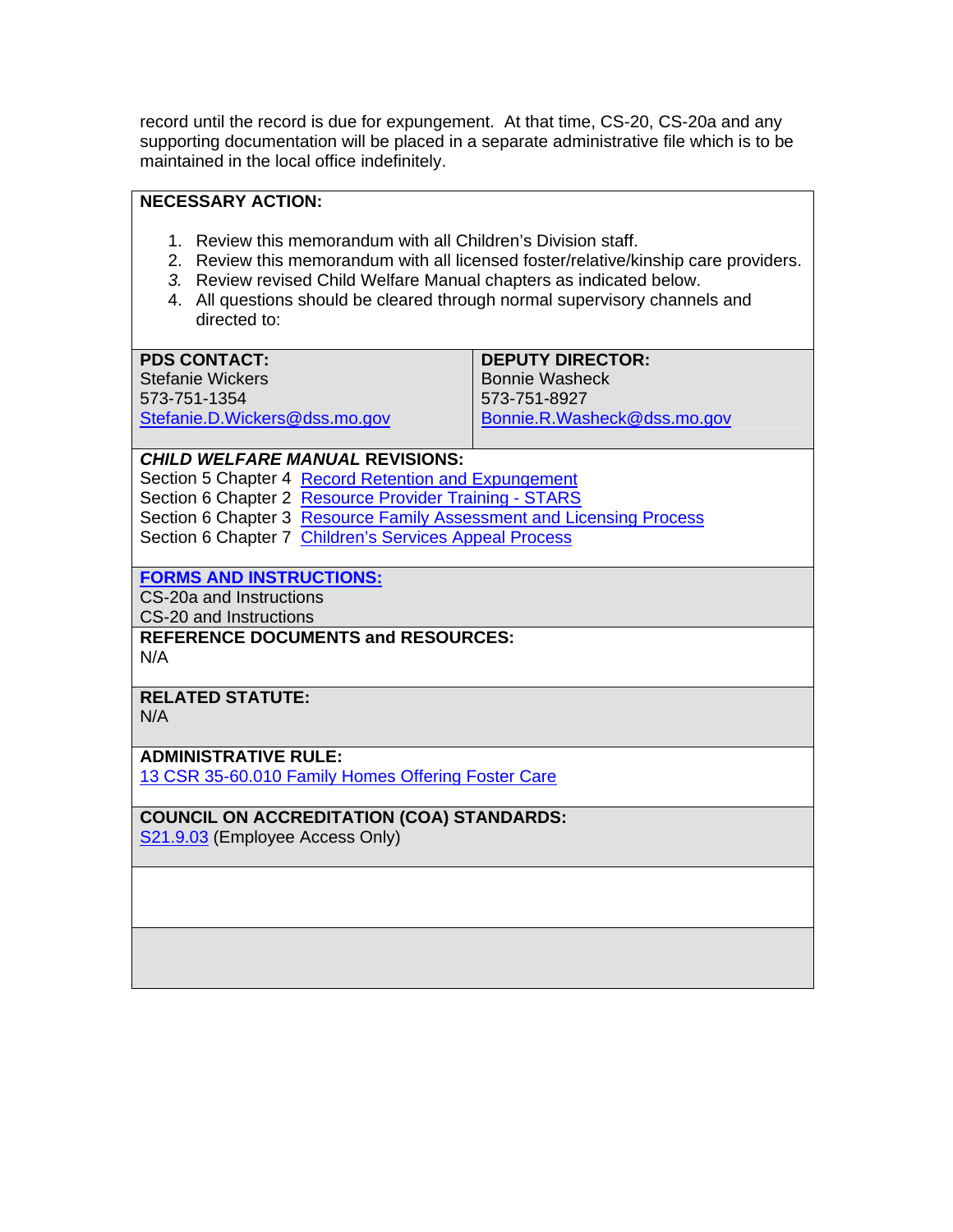record until the record is due for expungement. At that time, CS-20, CS-20a and any supporting documentation will be placed in a separate administrative file which is to be maintained in the local office indefinitely.

**NECESSARY ACTION:**

1. Review this memorandum with all Children's Division staff.
2. Review this memorandum with all licensed foster/relative/kinship care providers.
3. Review revised Child Welfare Manual chapters as indicated below.
4. All questions should be cleared through normal supervisory channels and directed to:

| | |
|---|---|
| **PDS CONTACT:**<br>Stefanie Wickers<br>573-751-1354<br>Stefanie.D.Wickers@dss.mo.gov | **DEPUTY DIRECTOR:**<br>Bonnie Washeck<br>573-751-8927<br>Bonnie.R.Washeck@dss.mo.gov |

***CHILD WELFARE MANUAL* REVISIONS:**
Section 5 Chapter 4 Record Retention and Expungement
Section 6 Chapter 2 Resource Provider Training - STARS
Section 6 Chapter 3 Resource Family Assessment and Licensing Process
Section 6 Chapter 7 Children's Services Appeal Process

**FORMS AND INSTRUCTIONS:**
CS-20a and Instructions
CS-20 and Instructions

**REFERENCE DOCUMENTS and RESOURCES:**
N/A

**RELATED STATUTE:**
N/A

**ADMINISTRATIVE RULE:**
13 CSR 35-60.010 Family Homes Offering Foster Care

**COUNCIL ON ACCREDITATION (COA) STANDARDS:**
S21.9.03 (Employee Access Only)